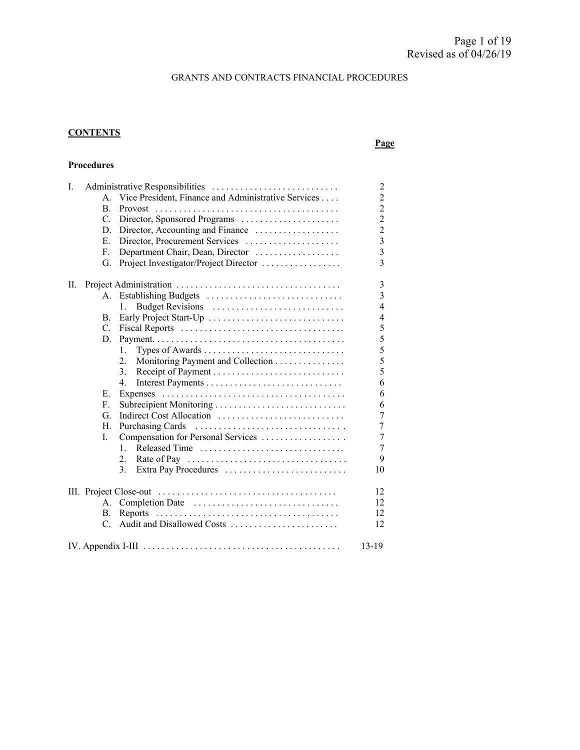Revised as of 04/26/19

# GRANTS AND CONTRACTS FINANCIAL PROCEDURES

## CONTENTS

| | Page |
|---|---|
| **Procedures** | |
| I. Administrative Responsibilities | 2 |
| A. Vice President, Finance and Administrative Services | 2 |
| B. Provost | 2 |
| C. Director, Sponsored Programs | 2 |
| D. Director, Accounting and Finance | 2 |
| E. Director, Procurement Services | 3 |
| F. Department Chair, Dean, Director | 3 |
| G. Project Investigator/Project Director | 3 |
| II. Project Administration | 3 |
| A. Establishing Budgets | 3 |
| 1. Budget Revisions | 4 |
| B. Early Project Start-Up | 4 |
| C. Fiscal Reports | 5 |
| D. Payment | 5 |
| 1. Types of Awards | 5 |
| 2. Monitoring Payment and Collection | 5 |
| 3. Receipt of Payment | 5 |
| 4. Interest Payments | 6 |
| E. Expenses | 6 |
| F. Subrecipient Monitoring | 6 |
| G. Indirect Cost Allocation | 7 |
| H. Purchasing Cards | 7 |
| I. Compensation for Personal Services | 7 |
| 1. Released Time | 7 |
| 2. Rate of Pay | 9 |
| 3. Extra Pay Procedures | 10 |
| III. Project Close-out | 12 |
| A. Completion Date | 12 |
| B. Reports | 12 |
| C. Audit and Disallowed Costs | 12 |
| IV. Appendix I-III | 13-19 |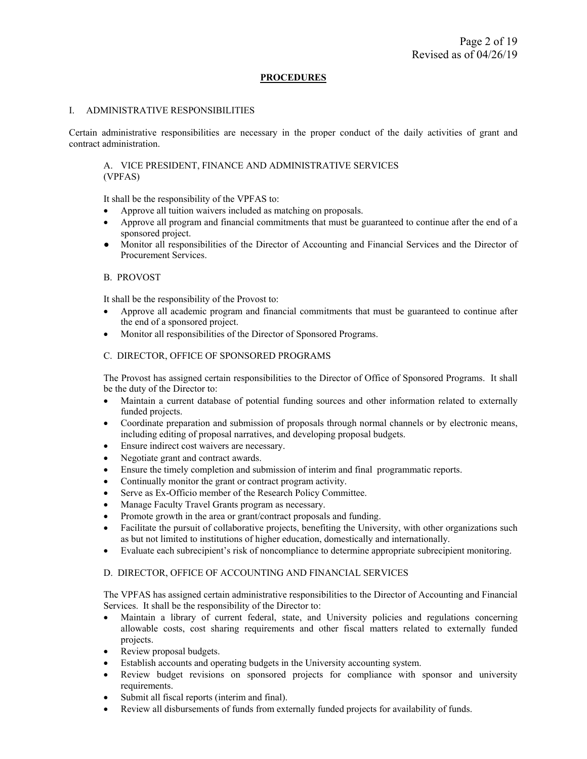## PROCEDURES

### I. ADMINISTRATIVE RESPONSIBILITIES

Certain administrative responsibilities are necessary in the proper conduct of the daily activities of grant and contract administration.

#### A. VICE PRESIDENT, FINANCE AND ADMINISTRATIVE SERVICES (VPFAS)

It shall be the responsibility of the VPFAS to:

- Approve all tuition waivers included as matching on proposals.
- Approve all program and financial commitments that must be guaranteed to continue after the end of a sponsored project.
- Monitor all responsibilities of the Director of Accounting and Financial Services and the Director of Procurement Services.

#### B. PROVOST

It shall be the responsibility of the Provost to:

- Approve all academic program and financial commitments that must be guaranteed to continue after the end of a sponsored project.
- Monitor all responsibilities of the Director of Sponsored Programs.

#### C. DIRECTOR, OFFICE OF SPONSORED PROGRAMS

The Provost has assigned certain responsibilities to the Director of Office of Sponsored Programs. It shall be the duty of the Director to:

- Maintain a current database of potential funding sources and other information related to externally funded projects.
- Coordinate preparation and submission of proposals through normal channels or by electronic means, including editing of proposal narratives, and developing proposal budgets.
- Ensure indirect cost waivers are necessary.
- Negotiate grant and contract awards.
- Ensure the timely completion and submission of interim and final programmatic reports.
- Continually monitor the grant or contract program activity.
- Serve as Ex-Officio member of the Research Policy Committee.
- Manage Faculty Travel Grants program as necessary.
- Promote growth in the area or grant/contract proposals and funding.
- Facilitate the pursuit of collaborative projects, benefiting the University, with other organizations such as but not limited to institutions of higher education, domestically and internationally.
- Evaluate each subrecipient's risk of noncompliance to determine appropriate subrecipient monitoring.

#### D. DIRECTOR, OFFICE OF ACCOUNTING AND FINANCIAL SERVICES

The VPFAS has assigned certain administrative responsibilities to the Director of Accounting and Financial Services. It shall be the responsibility of the Director to:

- Maintain a library of current federal, state, and University policies and regulations concerning allowable costs, cost sharing requirements and other fiscal matters related to externally funded projects.
- Review proposal budgets.
- Establish accounts and operating budgets in the University accounting system.
- Review budget revisions on sponsored projects for compliance with sponsor and university requirements.
- Submit all fiscal reports (interim and final).
- Review all disbursements of funds from externally funded projects for availability of funds.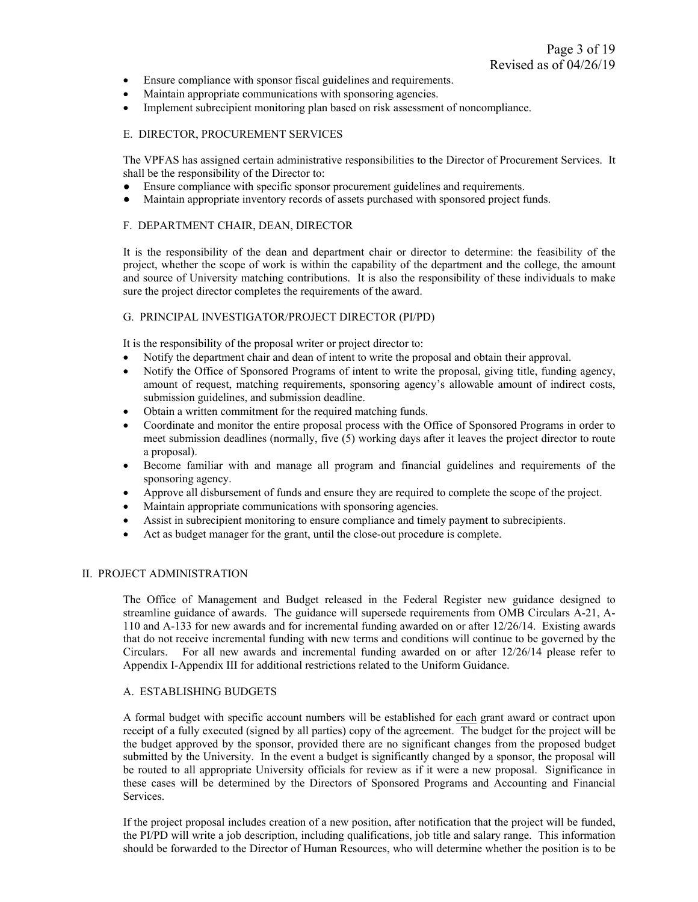- Ensure compliance with sponsor fiscal guidelines and requirements.
- Maintain appropriate communications with sponsoring agencies.
- Implement subrecipient monitoring plan based on risk assessment of noncompliance.

### E. DIRECTOR, PROCUREMENT SERVICES

The VPFAS has assigned certain administrative responsibilities to the Director of Procurement Services. It shall be the responsibility of the Director to:

- Ensure compliance with specific sponsor procurement guidelines and requirements.
- Maintain appropriate inventory records of assets purchased with sponsored project funds.

### F. DEPARTMENT CHAIR, DEAN, DIRECTOR

It is the responsibility of the dean and department chair or director to determine: the feasibility of the project, whether the scope of work is within the capability of the department and the college, the amount and source of University matching contributions. It is also the responsibility of these individuals to make sure the project director completes the requirements of the award.

### G. PRINCIPAL INVESTIGATOR/PROJECT DIRECTOR (PI/PD)

It is the responsibility of the proposal writer or project director to:

- Notify the department chair and dean of intent to write the proposal and obtain their approval.
- Notify the Office of Sponsored Programs of intent to write the proposal, giving title, funding agency, amount of request, matching requirements, sponsoring agency's allowable amount of indirect costs, submission guidelines, and submission deadline.
- Obtain a written commitment for the required matching funds.
- Coordinate and monitor the entire proposal process with the Office of Sponsored Programs in order to meet submission deadlines (normally, five (5) working days after it leaves the project director to route a proposal).
- Become familiar with and manage all program and financial guidelines and requirements of the sponsoring agency.
- Approve all disbursement of funds and ensure they are required to complete the scope of the project.
- Maintain appropriate communications with sponsoring agencies.
- Assist in subrecipient monitoring to ensure compliance and timely payment to subrecipients.
- Act as budget manager for the grant, until the close-out procedure is complete.

## II. PROJECT ADMINISTRATION

The Office of Management and Budget released in the Federal Register new guidance designed to streamline guidance of awards. The guidance will supersede requirements from OMB Circulars A-21, A-110 and A-133 for new awards and for incremental funding awarded on or after 12/26/14. Existing awards that do not receive incremental funding with new terms and conditions will continue to be governed by the Circulars. For all new awards and incremental funding awarded on or after 12/26/14 please refer to Appendix I-Appendix III for additional restrictions related to the Uniform Guidance.

### A. ESTABLISHING BUDGETS

A formal budget with specific account numbers will be established for each grant award or contract upon receipt of a fully executed (signed by all parties) copy of the agreement. The budget for the project will be the budget approved by the sponsor, provided there are no significant changes from the proposed budget submitted by the University. In the event a budget is significantly changed by a sponsor, the proposal will be routed to all appropriate University officials for review as if it were a new proposal. Significance in these cases will be determined by the Directors of Sponsored Programs and Accounting and Financial Services.

If the project proposal includes creation of a new position, after notification that the project will be funded, the PI/PD will write a job description, including qualifications, job title and salary range. This information should be forwarded to the Director of Human Resources, who will determine whether the position is to be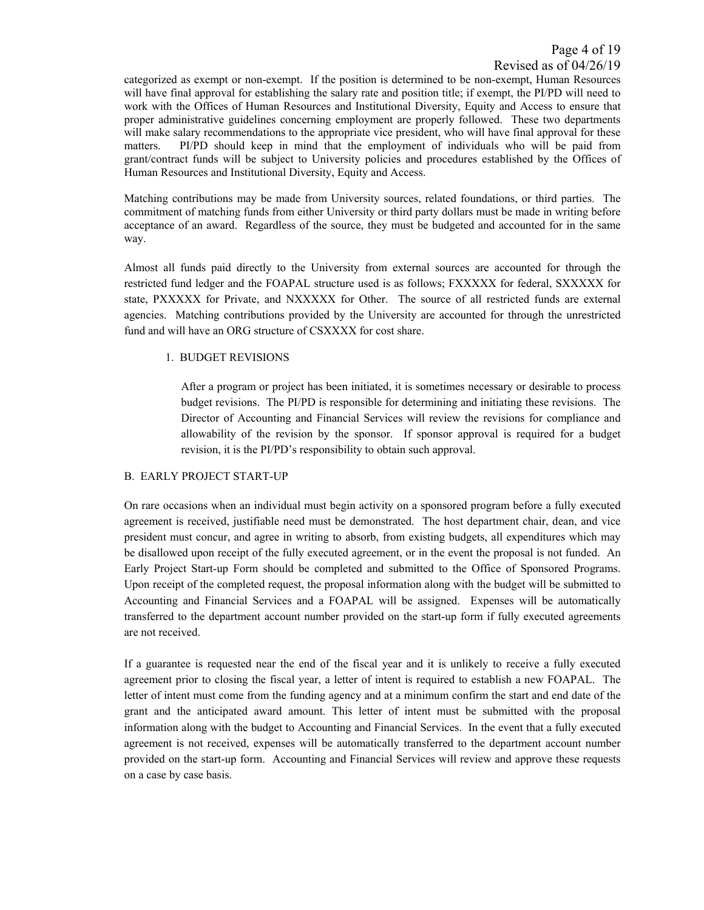categorized as exempt or non-exempt. If the position is determined to be non-exempt, Human Resources will have final approval for establishing the salary rate and position title; if exempt, the PI/PD will need to work with the Offices of Human Resources and Institutional Diversity, Equity and Access to ensure that proper administrative guidelines concerning employment are properly followed. These two departments will make salary recommendations to the appropriate vice president, who will have final approval for these matters. PI/PD should keep in mind that the employment of individuals who will be paid from grant/contract funds will be subject to University policies and procedures established by the Offices of Human Resources and Institutional Diversity, Equity and Access.

Matching contributions may be made from University sources, related foundations, or third parties. The commitment of matching funds from either University or third party dollars must be made in writing before acceptance of an award. Regardless of the source, they must be budgeted and accounted for in the same way.

Almost all funds paid directly to the University from external sources are accounted for through the restricted fund ledger and the FOAPAL structure used is as follows; FXXXXX for federal, SXXXXX for state, PXXXXX for Private, and NXXXXX for Other. The source of all restricted funds are external agencies. Matching contributions provided by the University are accounted for through the unrestricted fund and will have an ORG structure of CSXXXX for cost share.

1. BUDGET REVISIONS

After a program or project has been initiated, it is sometimes necessary or desirable to process budget revisions. The PI/PD is responsible for determining and initiating these revisions. The Director of Accounting and Financial Services will review the revisions for compliance and allowability of the revision by the sponsor. If sponsor approval is required for a budget revision, it is the PI/PD's responsibility to obtain such approval.

## B. EARLY PROJECT START-UP

On rare occasions when an individual must begin activity on a sponsored program before a fully executed agreement is received, justifiable need must be demonstrated. The host department chair, dean, and vice president must concur, and agree in writing to absorb, from existing budgets, all expenditures which may be disallowed upon receipt of the fully executed agreement, or in the event the proposal is not funded. An Early Project Start-up Form should be completed and submitted to the Office of Sponsored Programs. Upon receipt of the completed request, the proposal information along with the budget will be submitted to Accounting and Financial Services and a FOAPAL will be assigned. Expenses will be automatically transferred to the department account number provided on the start-up form if fully executed agreements are not received.

If a guarantee is requested near the end of the fiscal year and it is unlikely to receive a fully executed agreement prior to closing the fiscal year, a letter of intent is required to establish a new FOAPAL. The letter of intent must come from the funding agency and at a minimum confirm the start and end date of the grant and the anticipated award amount. This letter of intent must be submitted with the proposal information along with the budget to Accounting and Financial Services. In the event that a fully executed agreement is not received, expenses will be automatically transferred to the department account number provided on the start-up form. Accounting and Financial Services will review and approve these requests on a case by case basis.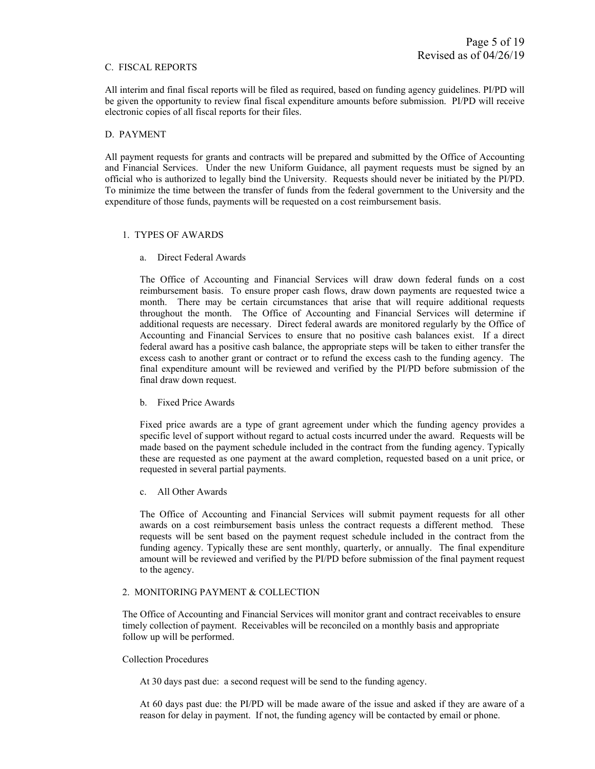### C. FISCAL REPORTS

All interim and final fiscal reports will be filed as required, based on funding agency guidelines. PI/PD will be given the opportunity to review final fiscal expenditure amounts before submission. PI/PD will receive electronic copies of all fiscal reports for their files.

### D. PAYMENT

All payment requests for grants and contracts will be prepared and submitted by the Office of Accounting and Financial Services. Under the new Uniform Guidance, all payment requests must be signed by an official who is authorized to legally bind the University. Requests should never be initiated by the PI/PD. To minimize the time between the transfer of funds from the federal government to the University and the expenditure of those funds, payments will be requested on a cost reimbursement basis.

#### 1. TYPES OF AWARDS

##### a. Direct Federal Awards

The Office of Accounting and Financial Services will draw down federal funds on a cost reimbursement basis. To ensure proper cash flows, draw down payments are requested twice a month. There may be certain circumstances that arise that will require additional requests throughout the month. The Office of Accounting and Financial Services will determine if additional requests are necessary. Direct federal awards are monitored regularly by the Office of Accounting and Financial Services to ensure that no positive cash balances exist. If a direct federal award has a positive cash balance, the appropriate steps will be taken to either transfer the excess cash to another grant or contract or to refund the excess cash to the funding agency. The final expenditure amount will be reviewed and verified by the PI/PD before submission of the final draw down request.

##### b. Fixed Price Awards

Fixed price awards are a type of grant agreement under which the funding agency provides a specific level of support without regard to actual costs incurred under the award. Requests will be made based on the payment schedule included in the contract from the funding agency. Typically these are requested as one payment at the award completion, requested based on a unit price, or requested in several partial payments.

##### c. All Other Awards

The Office of Accounting and Financial Services will submit payment requests for all other awards on a cost reimbursement basis unless the contract requests a different method. These requests will be sent based on the payment request schedule included in the contract from the funding agency. Typically these are sent monthly, quarterly, or annually. The final expenditure amount will be reviewed and verified by the PI/PD before submission of the final payment request to the agency.

#### 2. MONITORING PAYMENT & COLLECTION

The Office of Accounting and Financial Services will monitor grant and contract receivables to ensure timely collection of payment. Receivables will be reconciled on a monthly basis and appropriate follow up will be performed.

Collection Procedures

At 30 days past due: a second request will be send to the funding agency.

At 60 days past due: the PI/PD will be made aware of the issue and asked if they are aware of a reason for delay in payment. If not, the funding agency will be contacted by email or phone.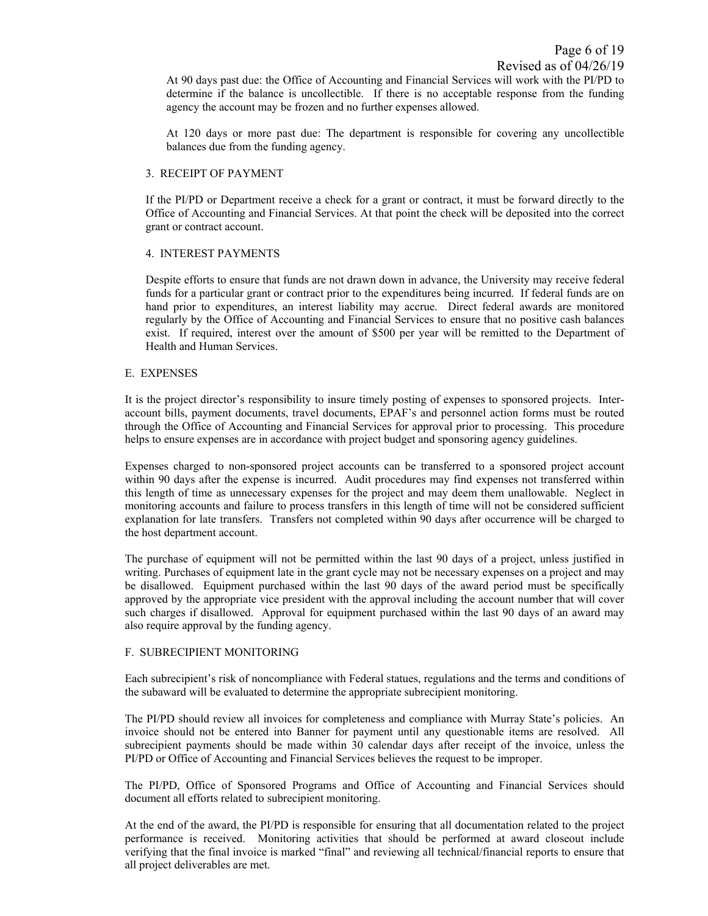At 90 days past due: the Office of Accounting and Financial Services will work with the PI/PD to determine if the balance is uncollectible. If there is no acceptable response from the funding agency the account may be frozen and no further expenses allowed.

At 120 days or more past due: The department is responsible for covering any uncollectible balances due from the funding agency.

3. RECEIPT OF PAYMENT

If the PI/PD or Department receive a check for a grant or contract, it must be forward directly to the Office of Accounting and Financial Services. At that point the check will be deposited into the correct grant or contract account.

4. INTEREST PAYMENTS

Despite efforts to ensure that funds are not drawn down in advance, the University may receive federal funds for a particular grant or contract prior to the expenditures being incurred. If federal funds are on hand prior to expenditures, an interest liability may accrue. Direct federal awards are monitored regularly by the Office of Accounting and Financial Services to ensure that no positive cash balances exist. If required, interest over the amount of $500 per year will be remitted to the Department of Health and Human Services.

## E. EXPENSES

It is the project director's responsibility to insure timely posting of expenses to sponsored projects. Inter-account bills, payment documents, travel documents, EPAF's and personnel action forms must be routed through the Office of Accounting and Financial Services for approval prior to processing. This procedure helps to ensure expenses are in accordance with project budget and sponsoring agency guidelines.

Expenses charged to non-sponsored project accounts can be transferred to a sponsored project account within 90 days after the expense is incurred. Audit procedures may find expenses not transferred within this length of time as unnecessary expenses for the project and may deem them unallowable. Neglect in monitoring accounts and failure to process transfers in this length of time will not be considered sufficient explanation for late transfers. Transfers not completed within 90 days after occurrence will be charged to the host department account.

The purchase of equipment will not be permitted within the last 90 days of a project, unless justified in writing. Purchases of equipment late in the grant cycle may not be necessary expenses on a project and may be disallowed. Equipment purchased within the last 90 days of the award period must be specifically approved by the appropriate vice president with the approval including the account number that will cover such charges if disallowed. Approval for equipment purchased within the last 90 days of an award may also require approval by the funding agency.

## F. SUBRECIPIENT MONITORING

Each subrecipient's risk of noncompliance with Federal statues, regulations and the terms and conditions of the subaward will be evaluated to determine the appropriate subrecipient monitoring.

The PI/PD should review all invoices for completeness and compliance with Murray State's policies. An invoice should not be entered into Banner for payment until any questionable items are resolved. All subrecipient payments should be made within 30 calendar days after receipt of the invoice, unless the PI/PD or Office of Accounting and Financial Services believes the request to be improper.

The PI/PD, Office of Sponsored Programs and Office of Accounting and Financial Services should document all efforts related to subrecipient monitoring.

At the end of the award, the PI/PD is responsible for ensuring that all documentation related to the project performance is received. Monitoring activities that should be performed at award closeout include verifying that the final invoice is marked "final" and reviewing all technical/financial reports to ensure that all project deliverables are met.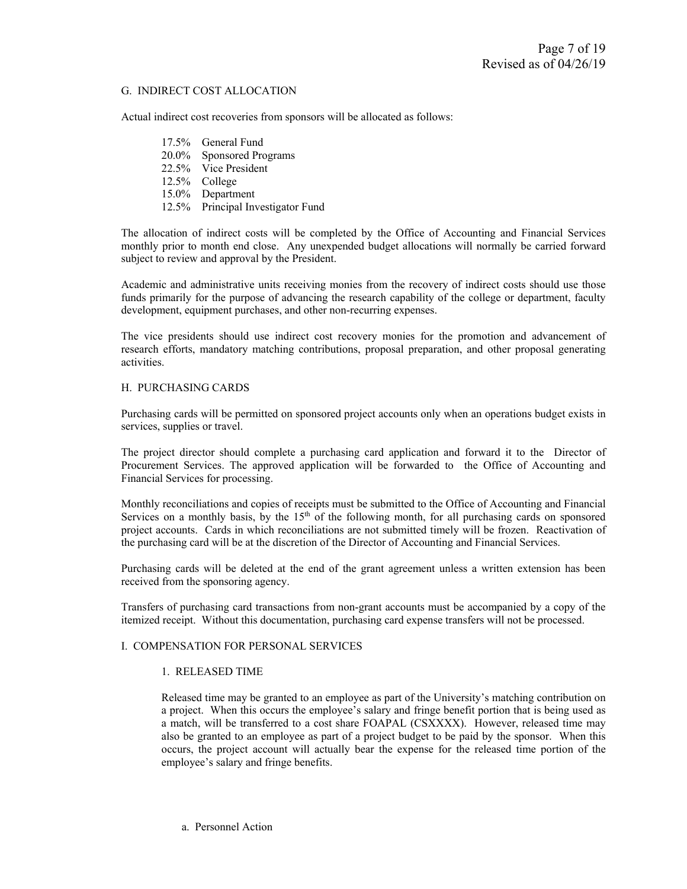## G. INDIRECT COST ALLOCATION

Actual indirect cost recoveries from sponsors will be allocated as follows:

- 17.5% General Fund
- 20.0% Sponsored Programs
- 22.5% Vice President
- 12.5% College
- 15.0% Department
- 12.5% Principal Investigator Fund

The allocation of indirect costs will be completed by the Office of Accounting and Financial Services monthly prior to month end close. Any unexpended budget allocations will normally be carried forward subject to review and approval by the President.

Academic and administrative units receiving monies from the recovery of indirect costs should use those funds primarily for the purpose of advancing the research capability of the college or department, faculty development, equipment purchases, and other non-recurring expenses.

The vice presidents should use indirect cost recovery monies for the promotion and advancement of research efforts, mandatory matching contributions, proposal preparation, and other proposal generating activities.

## H. PURCHASING CARDS

Purchasing cards will be permitted on sponsored project accounts only when an operations budget exists in services, supplies or travel.

The project director should complete a purchasing card application and forward it to the Director of Procurement Services. The approved application will be forwarded to the Office of Accounting and Financial Services for processing.

Monthly reconciliations and copies of receipts must be submitted to the Office of Accounting and Financial Services on a monthly basis, by the 15th of the following month, for all purchasing cards on sponsored project accounts. Cards in which reconciliations are not submitted timely will be frozen. Reactivation of the purchasing card will be at the discretion of the Director of Accounting and Financial Services.

Purchasing cards will be deleted at the end of the grant agreement unless a written extension has been received from the sponsoring agency.

Transfers of purchasing card transactions from non-grant accounts must be accompanied by a copy of the itemized receipt. Without this documentation, purchasing card expense transfers will not be processed.

## I. COMPENSATION FOR PERSONAL SERVICES

### 1. RELEASED TIME

Released time may be granted to an employee as part of the University's matching contribution on a project. When this occurs the employee's salary and fringe benefit portion that is being used as a match, will be transferred to a cost share FOAPAL (CSXXXX). However, released time may also be granted to an employee as part of a project budget to be paid by the sponsor. When this occurs, the project account will actually bear the expense for the released time portion of the employee's salary and fringe benefits.

a. Personnel Action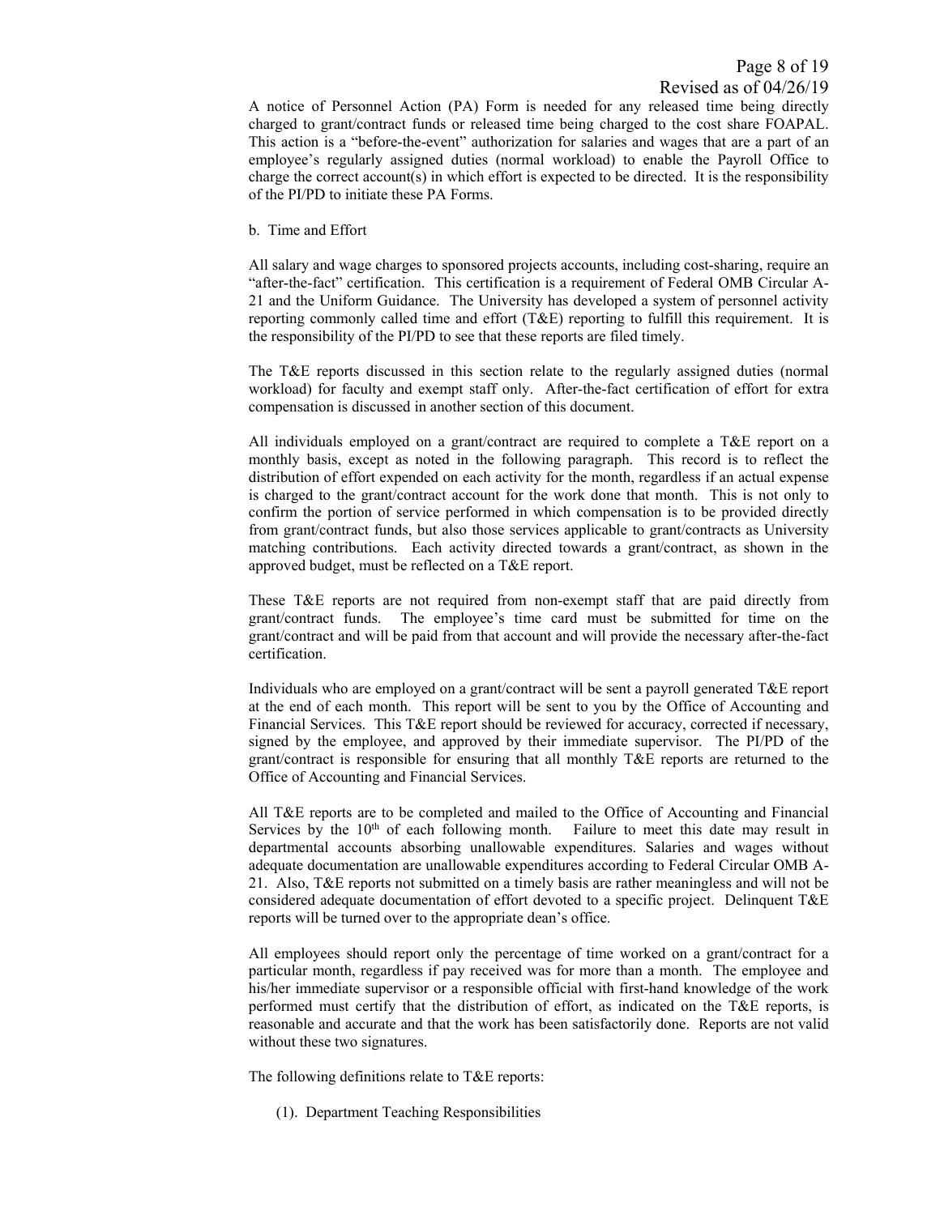A notice of Personnel Action (PA) Form is needed for any released time being directly charged to grant/contract funds or released time being charged to the cost share FOAPAL. This action is a "before-the-event" authorization for salaries and wages that are a part of an employee's regularly assigned duties (normal workload) to enable the Payroll Office to charge the correct account(s) in which effort is expected to be directed. It is the responsibility of the PI/PD to initiate these PA Forms.

b. Time and Effort

All salary and wage charges to sponsored projects accounts, including cost-sharing, require an "after-the-fact" certification. This certification is a requirement of Federal OMB Circular A-21 and the Uniform Guidance. The University has developed a system of personnel activity reporting commonly called time and effort (T&E) reporting to fulfill this requirement. It is the responsibility of the PI/PD to see that these reports are filed timely.

The T&E reports discussed in this section relate to the regularly assigned duties (normal workload) for faculty and exempt staff only. After-the-fact certification of effort for extra compensation is discussed in another section of this document.

All individuals employed on a grant/contract are required to complete a T&E report on a monthly basis, except as noted in the following paragraph. This record is to reflect the distribution of effort expended on each activity for the month, regardless if an actual expense is charged to the grant/contract account for the work done that month. This is not only to confirm the portion of service performed in which compensation is to be provided directly from grant/contract funds, but also those services applicable to grant/contracts as University matching contributions. Each activity directed towards a grant/contract, as shown in the approved budget, must be reflected on a T&E report.

These T&E reports are not required from non-exempt staff that are paid directly from grant/contract funds. The employee's time card must be submitted for time on the grant/contract and will be paid from that account and will provide the necessary after-the-fact certification.

Individuals who are employed on a grant/contract will be sent a payroll generated T&E report at the end of each month. This report will be sent to you by the Office of Accounting and Financial Services. This T&E report should be reviewed for accuracy, corrected if necessary, signed by the employee, and approved by their immediate supervisor. The PI/PD of the grant/contract is responsible for ensuring that all monthly T&E reports are returned to the Office of Accounting and Financial Services.

All T&E reports are to be completed and mailed to the Office of Accounting and Financial Services by the 10th of each following month. Failure to meet this date may result in departmental accounts absorbing unallowable expenditures. Salaries and wages without adequate documentation are unallowable expenditures according to Federal Circular OMB A-21. Also, T&E reports not submitted on a timely basis are rather meaningless and will not be considered adequate documentation of effort devoted to a specific project. Delinquent T&E reports will be turned over to the appropriate dean's office.

All employees should report only the percentage of time worked on a grant/contract for a particular month, regardless if pay received was for more than a month. The employee and his/her immediate supervisor or a responsible official with first-hand knowledge of the work performed must certify that the distribution of effort, as indicated on the T&E reports, is reasonable and accurate and that the work has been satisfactorily done. Reports are not valid without these two signatures.

The following definitions relate to T&E reports:

(1). Department Teaching Responsibilities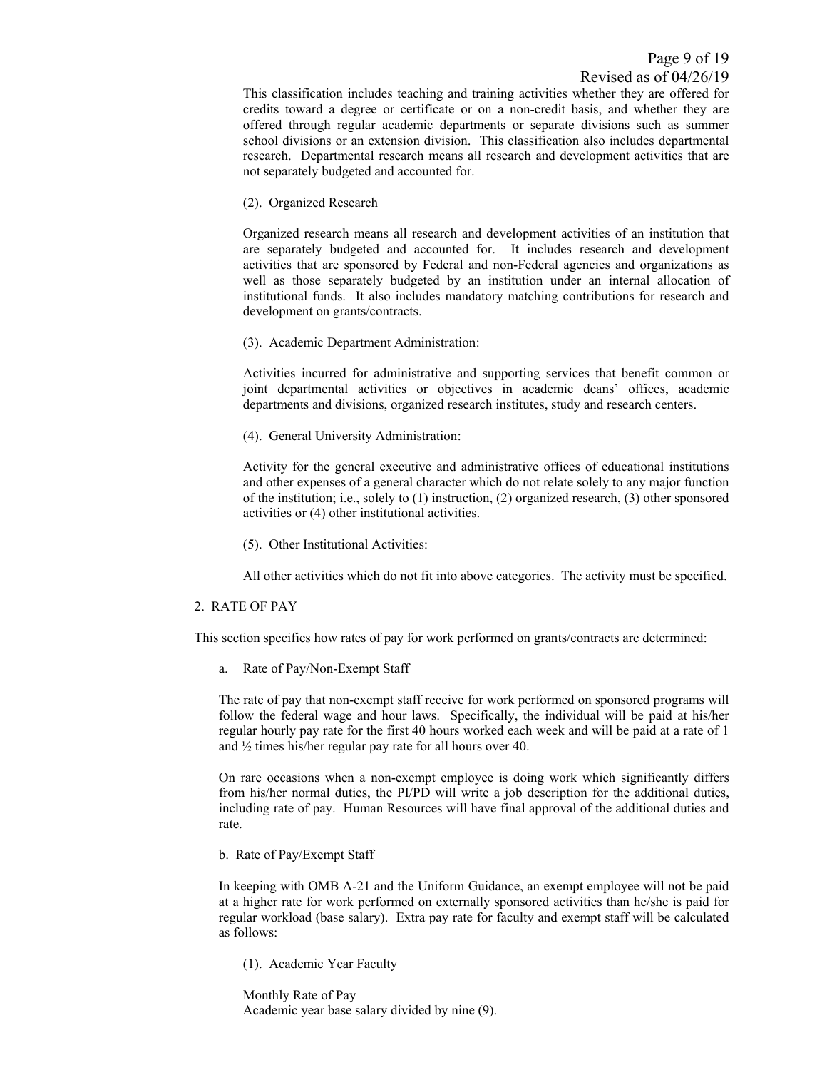This classification includes teaching and training activities whether they are offered for credits toward a degree or certificate or on a non-credit basis, and whether they are offered through regular academic departments or separate divisions such as summer school divisions or an extension division. This classification also includes departmental research. Departmental research means all research and development activities that are not separately budgeted and accounted for.

(2). Organized Research

Organized research means all research and development activities of an institution that are separately budgeted and accounted for. It includes research and development activities that are sponsored by Federal and non-Federal agencies and organizations as well as those separately budgeted by an institution under an internal allocation of institutional funds. It also includes mandatory matching contributions for research and development on grants/contracts.

(3). Academic Department Administration:

Activities incurred for administrative and supporting services that benefit common or joint departmental activities or objectives in academic deans' offices, academic departments and divisions, organized research institutes, study and research centers.

(4). General University Administration:

Activity for the general executive and administrative offices of educational institutions and other expenses of a general character which do not relate solely to any major function of the institution; i.e., solely to (1) instruction, (2) organized research, (3) other sponsored activities or (4) other institutional activities.

(5). Other Institutional Activities:

All other activities which do not fit into above categories. The activity must be specified.

## 2. RATE OF PAY

This section specifies how rates of pay for work performed on grants/contracts are determined:

a. Rate of Pay/Non-Exempt Staff

The rate of pay that non-exempt staff receive for work performed on sponsored programs will follow the federal wage and hour laws. Specifically, the individual will be paid at his/her regular hourly pay rate for the first 40 hours worked each week and will be paid at a rate of 1 and ½ times his/her regular pay rate for all hours over 40.

On rare occasions when a non-exempt employee is doing work which significantly differs from his/her normal duties, the PI/PD will write a job description for the additional duties, including rate of pay. Human Resources will have final approval of the additional duties and rate.

b. Rate of Pay/Exempt Staff

In keeping with OMB A-21 and the Uniform Guidance, an exempt employee will not be paid at a higher rate for work performed on externally sponsored activities than he/she is paid for regular workload (base salary). Extra pay rate for faculty and exempt staff will be calculated as follows:

(1). Academic Year Faculty

Monthly Rate of Pay
Academic year base salary divided by nine (9).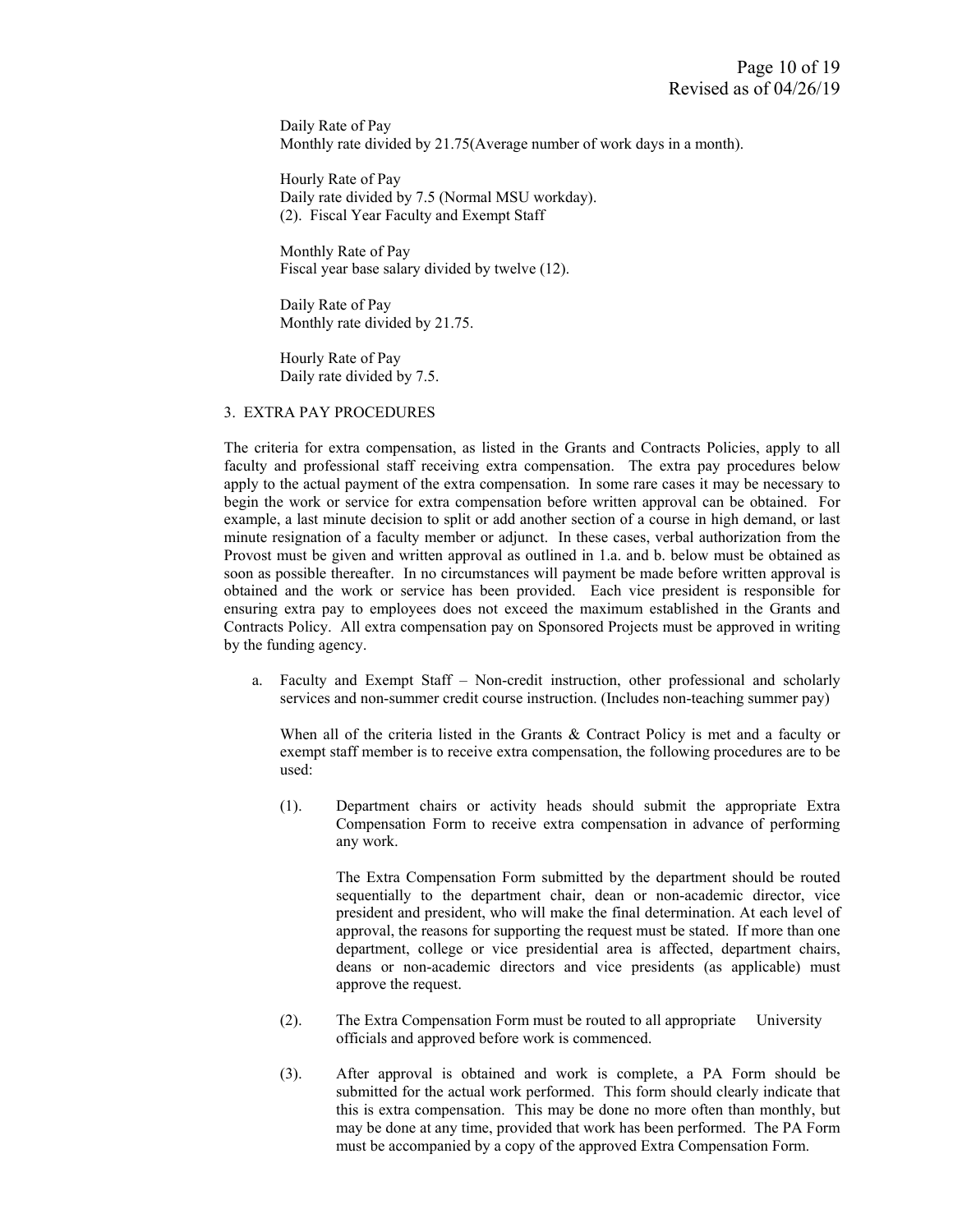Daily Rate of Pay
Monthly rate divided by 21.75(Average number of work days in a month).

Hourly Rate of Pay
Daily rate divided by 7.5 (Normal MSU workday).

(2). Fiscal Year Faculty and Exempt Staff

Monthly Rate of Pay
Fiscal year base salary divided by twelve (12).

Daily Rate of Pay
Monthly rate divided by 21.75.

Hourly Rate of Pay
Daily rate divided by 7.5.

3. EXTRA PAY PROCEDURES

The criteria for extra compensation, as listed in the Grants and Contracts Policies, apply to all faculty and professional staff receiving extra compensation. The extra pay procedures below apply to the actual payment of the extra compensation. In some rare cases it may be necessary to begin the work or service for extra compensation before written approval can be obtained. For example, a last minute decision to split or add another section of a course in high demand, or last minute resignation of a faculty member or adjunct. In these cases, verbal authorization from the Provost must be given and written approval as outlined in 1.a. and b. below must be obtained as soon as possible thereafter. In no circumstances will payment be made before written approval is obtained and the work or service has been provided. Each vice president is responsible for ensuring extra pay to employees does not exceed the maximum established in the Grants and Contracts Policy. All extra compensation pay on Sponsored Projects must be approved in writing by the funding agency.

a. Faculty and Exempt Staff – Non-credit instruction, other professional and scholarly services and non-summer credit course instruction. (Includes non-teaching summer pay)

   When all of the criteria listed in the Grants & Contract Policy is met and a faculty or exempt staff member is to receive extra compensation, the following procedures are to be used:

   (1). Department chairs or activity heads should submit the appropriate Extra Compensation Form to receive extra compensation in advance of performing any work.

   The Extra Compensation Form submitted by the department should be routed sequentially to the department chair, dean or non-academic director, vice president and president, who will make the final determination. At each level of approval, the reasons for supporting the request must be stated. If more than one department, college or vice presidential area is affected, department chairs, deans or non-academic directors and vice presidents (as applicable) must approve the request.

   (2). The Extra Compensation Form must be routed to all appropriate University officials and approved before work is commenced.

   (3). After approval is obtained and work is complete, a PA Form should be submitted for the actual work performed. This form should clearly indicate that this is extra compensation. This may be done no more often than monthly, but may be done at any time, provided that work has been performed. The PA Form must be accompanied by a copy of the approved Extra Compensation Form.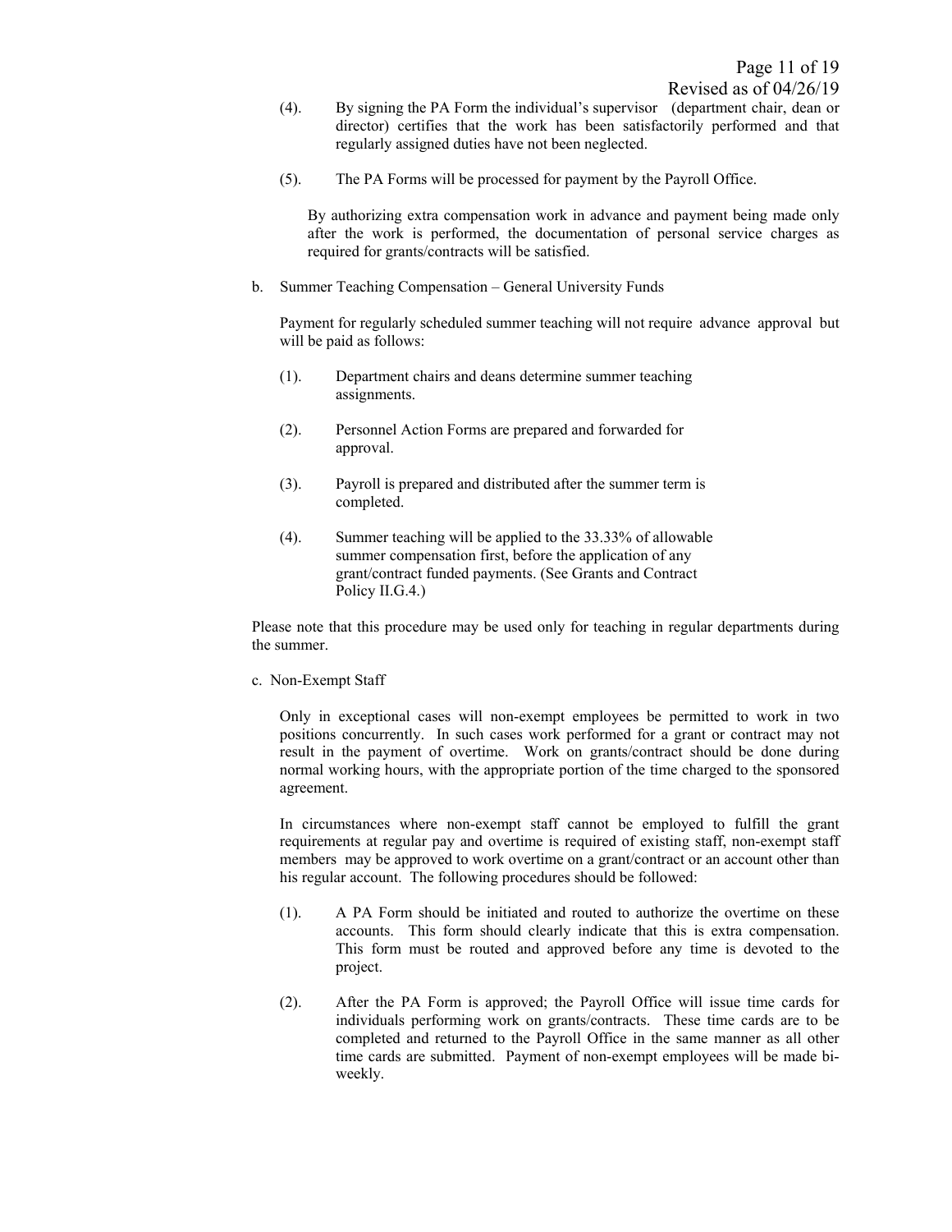(4). By signing the PA Form the individual's supervisor (department chair, dean or director) certifies that the work has been satisfactorily performed and that regularly assigned duties have not been neglected.

(5). The PA Forms will be processed for payment by the Payroll Office.

By authorizing extra compensation work in advance and payment being made only after the work is performed, the documentation of personal service charges as required for grants/contracts will be satisfied.

b. Summer Teaching Compensation – General University Funds

Payment for regularly scheduled summer teaching will not require advance approval but will be paid as follows:

(1). Department chairs and deans determine summer teaching assignments.

(2). Personnel Action Forms are prepared and forwarded for approval.

(3). Payroll is prepared and distributed after the summer term is completed.

(4). Summer teaching will be applied to the 33.33% of allowable summer compensation first, before the application of any grant/contract funded payments. (See Grants and Contract Policy II.G.4.)

Please note that this procedure may be used only for teaching in regular departments during the summer.

c. Non-Exempt Staff

Only in exceptional cases will non-exempt employees be permitted to work in two positions concurrently. In such cases work performed for a grant or contract may not result in the payment of overtime. Work on grants/contract should be done during normal working hours, with the appropriate portion of the time charged to the sponsored agreement.

In circumstances where non-exempt staff cannot be employed to fulfill the grant requirements at regular pay and overtime is required of existing staff, non-exempt staff members may be approved to work overtime on a grant/contract or an account other than his regular account. The following procedures should be followed:

(1). A PA Form should be initiated and routed to authorize the overtime on these accounts. This form should clearly indicate that this is extra compensation. This form must be routed and approved before any time is devoted to the project.

(2). After the PA Form is approved; the Payroll Office will issue time cards for individuals performing work on grants/contracts. These time cards are to be completed and returned to the Payroll Office in the same manner as all other time cards are submitted. Payment of non-exempt employees will be made bi-weekly.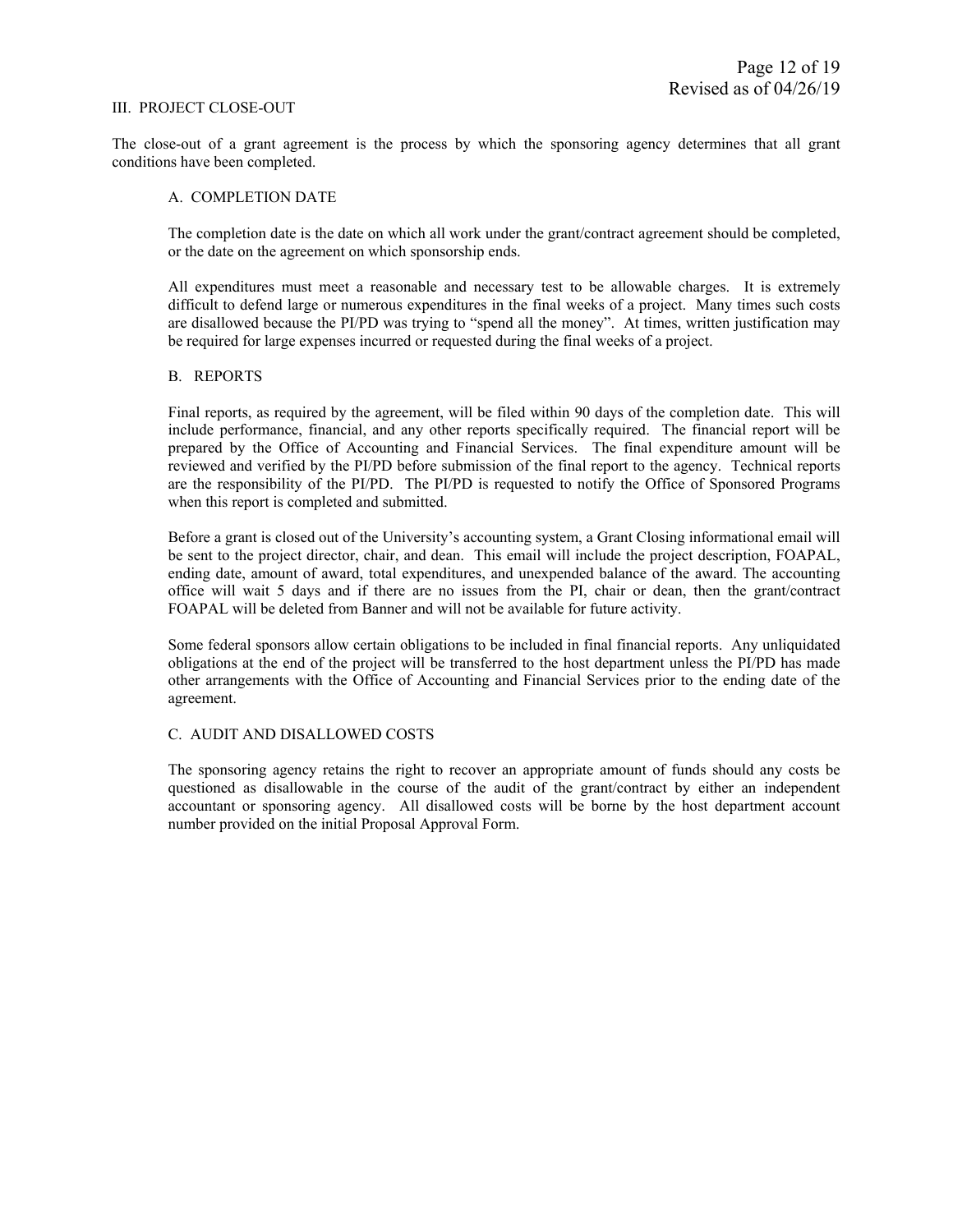## III. PROJECT CLOSE-OUT

The close-out of a grant agreement is the process by which the sponsoring agency determines that all grant conditions have been completed.

### A. COMPLETION DATE

The completion date is the date on which all work under the grant/contract agreement should be completed, or the date on the agreement on which sponsorship ends.

All expenditures must meet a reasonable and necessary test to be allowable charges. It is extremely difficult to defend large or numerous expenditures in the final weeks of a project. Many times such costs are disallowed because the PI/PD was trying to "spend all the money". At times, written justification may be required for large expenses incurred or requested during the final weeks of a project.

### B. REPORTS

Final reports, as required by the agreement, will be filed within 90 days of the completion date. This will include performance, financial, and any other reports specifically required. The financial report will be prepared by the Office of Accounting and Financial Services. The final expenditure amount will be reviewed and verified by the PI/PD before submission of the final report to the agency. Technical reports are the responsibility of the PI/PD. The PI/PD is requested to notify the Office of Sponsored Programs when this report is completed and submitted.

Before a grant is closed out of the University's accounting system, a Grant Closing informational email will be sent to the project director, chair, and dean. This email will include the project description, FOAPAL, ending date, amount of award, total expenditures, and unexpended balance of the award. The accounting office will wait 5 days and if there are no issues from the PI, chair or dean, then the grant/contract FOAPAL will be deleted from Banner and will not be available for future activity.

Some federal sponsors allow certain obligations to be included in final financial reports. Any unliquidated obligations at the end of the project will be transferred to the host department unless the PI/PD has made other arrangements with the Office of Accounting and Financial Services prior to the ending date of the agreement.

### C. AUDIT AND DISALLOWED COSTS

The sponsoring agency retains the right to recover an appropriate amount of funds should any costs be questioned as disallowable in the course of the audit of the grant/contract by either an independent accountant or sponsoring agency. All disallowed costs will be borne by the host department account number provided on the initial Proposal Approval Form.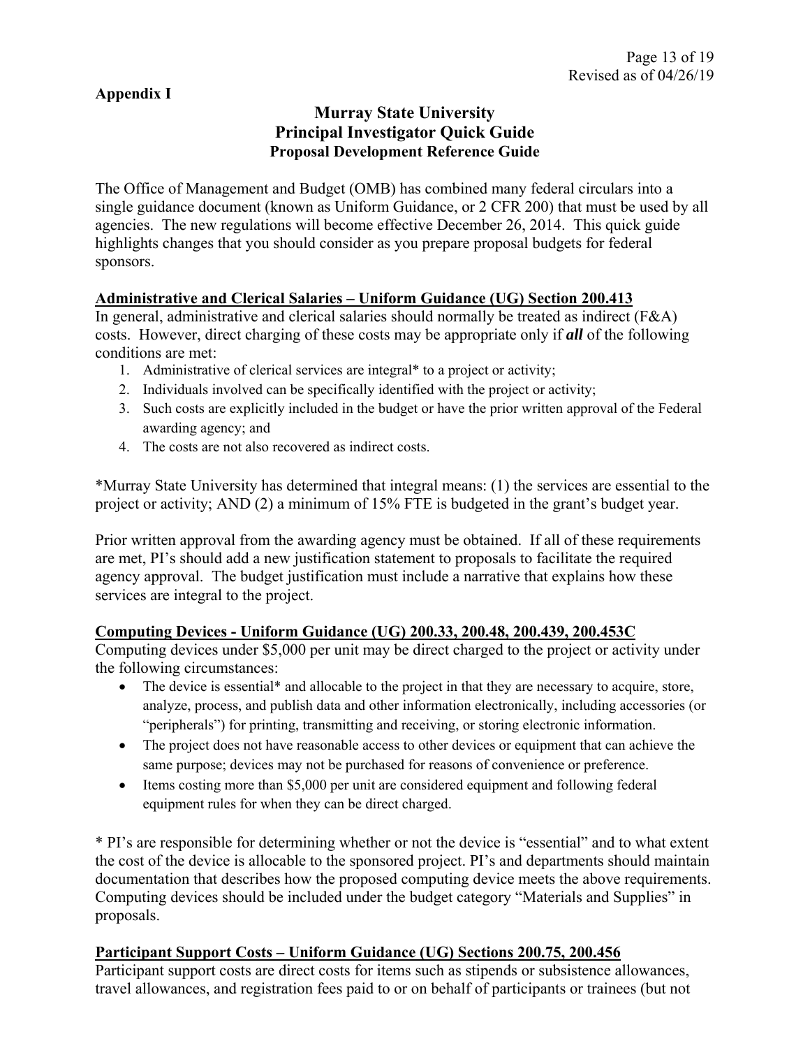**Appendix I**

# Murray State University
## Principal Investigator Quick Guide
### Proposal Development Reference Guide

The Office of Management and Budget (OMB) has combined many federal circulars into a single guidance document (known as Uniform Guidance, or 2 CFR 200) that must be used by all agencies. The new regulations will become effective December 26, 2014. This quick guide highlights changes that you should consider as you prepare proposal budgets for federal sponsors.

**Administrative and Clerical Salaries – Uniform Guidance (UG) Section 200.413**

In general, administrative and clerical salaries should normally be treated as indirect (F&A) costs. However, direct charging of these costs may be appropriate only if ***all*** of the following conditions are met:

1. Administrative of clerical services are integral* to a project or activity;
2. Individuals involved can be specifically identified with the project or activity;
3. Such costs are explicitly included in the budget or have the prior written approval of the Federal awarding agency; and
4. The costs are not also recovered as indirect costs.

*Murray State University has determined that integral means: (1) the services are essential to the project or activity; AND (2) a minimum of 15% FTE is budgeted in the grant's budget year.

Prior written approval from the awarding agency must be obtained. If all of these requirements are met, PI's should add a new justification statement to proposals to facilitate the required agency approval. The budget justification must include a narrative that explains how these services are integral to the project.

**Computing Devices - Uniform Guidance (UG) 200.33, 200.48, 200.439, 200.453C**

Computing devices under $5,000 per unit may be direct charged to the project or activity under the following circumstances:

- The device is essential* and allocable to the project in that they are necessary to acquire, store, analyze, process, and publish data and other information electronically, including accessories (or "peripherals") for printing, transmitting and receiving, or storing electronic information.
- The project does not have reasonable access to other devices or equipment that can achieve the same purpose; devices may not be purchased for reasons of convenience or preference.
- Items costing more than $5,000 per unit are considered equipment and following federal equipment rules for when they can be direct charged.

* PI's are responsible for determining whether or not the device is "essential" and to what extent the cost of the device is allocable to the sponsored project. PI's and departments should maintain documentation that describes how the proposed computing device meets the above requirements. Computing devices should be included under the budget category "Materials and Supplies" in proposals.

**Participant Support Costs – Uniform Guidance (UG) Sections 200.75, 200.456**

Participant support costs are direct costs for items such as stipends or subsistence allowances, travel allowances, and registration fees paid to or on behalf of participants or trainees (but not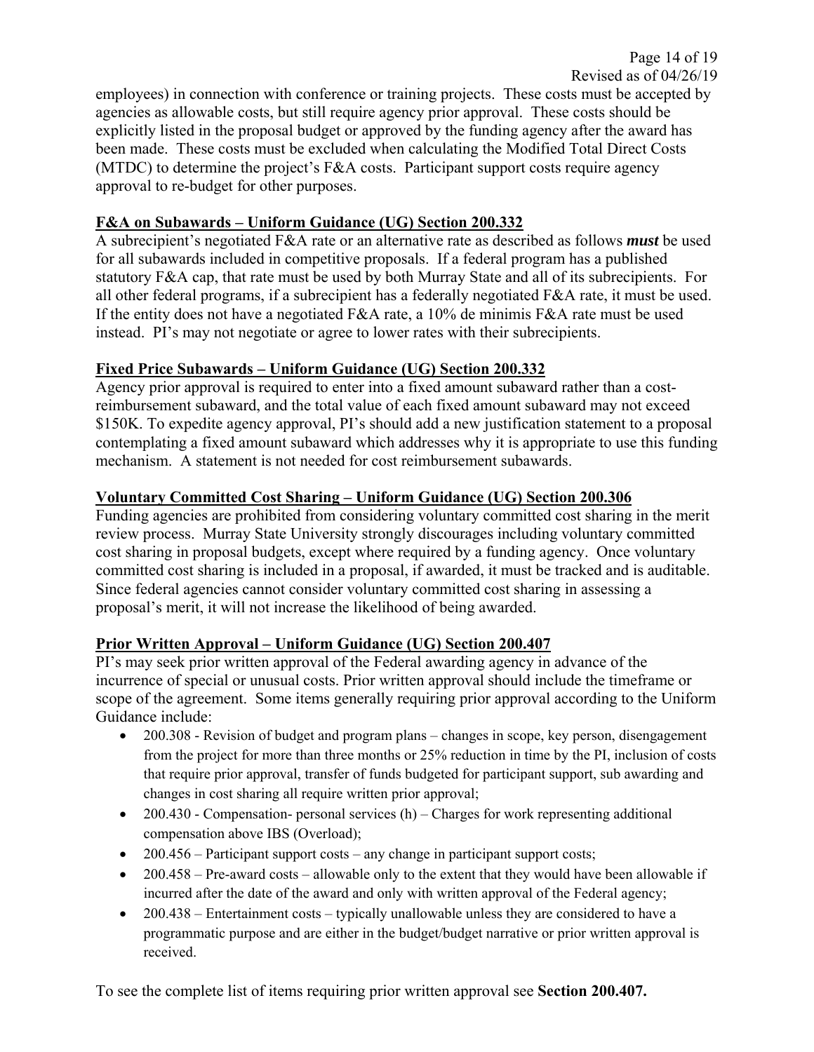employees) in connection with conference or training projects. These costs must be accepted by agencies as allowable costs, but still require agency prior approval. These costs should be explicitly listed in the proposal budget or approved by the funding agency after the award has been made. These costs must be excluded when calculating the Modified Total Direct Costs (MTDC) to determine the project's F&A costs. Participant support costs require agency approval to re-budget for other purposes.

## F&A on Subawards – Uniform Guidance (UG) Section 200.332

A subrecipient's negotiated F&A rate or an alternative rate as described as follows ***must*** be used for all subawards included in competitive proposals. If a federal program has a published statutory F&A cap, that rate must be used by both Murray State and all of its subrecipients. For all other federal programs, if a subrecipient has a federally negotiated F&A rate, it must be used. If the entity does not have a negotiated F&A rate, a 10% de minimis F&A rate must be used instead. PI's may not negotiate or agree to lower rates with their subrecipients.

## Fixed Price Subawards – Uniform Guidance (UG) Section 200.332

Agency prior approval is required to enter into a fixed amount subaward rather than a cost-reimbursement subaward, and the total value of each fixed amount subaward may not exceed $150K. To expedite agency approval, PI's should add a new justification statement to a proposal contemplating a fixed amount subaward which addresses why it is appropriate to use this funding mechanism. A statement is not needed for cost reimbursement subawards.

## Voluntary Committed Cost Sharing – Uniform Guidance (UG) Section 200.306

Funding agencies are prohibited from considering voluntary committed cost sharing in the merit review process. Murray State University strongly discourages including voluntary committed cost sharing in proposal budgets, except where required by a funding agency. Once voluntary committed cost sharing is included in a proposal, if awarded, it must be tracked and is auditable. Since federal agencies cannot consider voluntary committed cost sharing in assessing a proposal's merit, it will not increase the likelihood of being awarded.

## Prior Written Approval – Uniform Guidance (UG) Section 200.407

PI's may seek prior written approval of the Federal awarding agency in advance of the incurrence of special or unusual costs. Prior written approval should include the timeframe or scope of the agreement. Some items generally requiring prior approval according to the Uniform Guidance include:

- 200.308 - Revision of budget and program plans – changes in scope, key person, disengagement from the project for more than three months or 25% reduction in time by the PI, inclusion of costs that require prior approval, transfer of funds budgeted for participant support, sub awarding and changes in cost sharing all require written prior approval;
- 200.430 - Compensation- personal services (h) – Charges for work representing additional compensation above IBS (Overload);
- 200.456 – Participant support costs – any change in participant support costs;
- 200.458 – Pre-award costs – allowable only to the extent that they would have been allowable if incurred after the date of the award and only with written approval of the Federal agency;
- 200.438 – Entertainment costs – typically unallowable unless they are considered to have a programmatic purpose and are either in the budget/budget narrative or prior written approval is received.

To see the complete list of items requiring prior written approval see **Section 200.407.**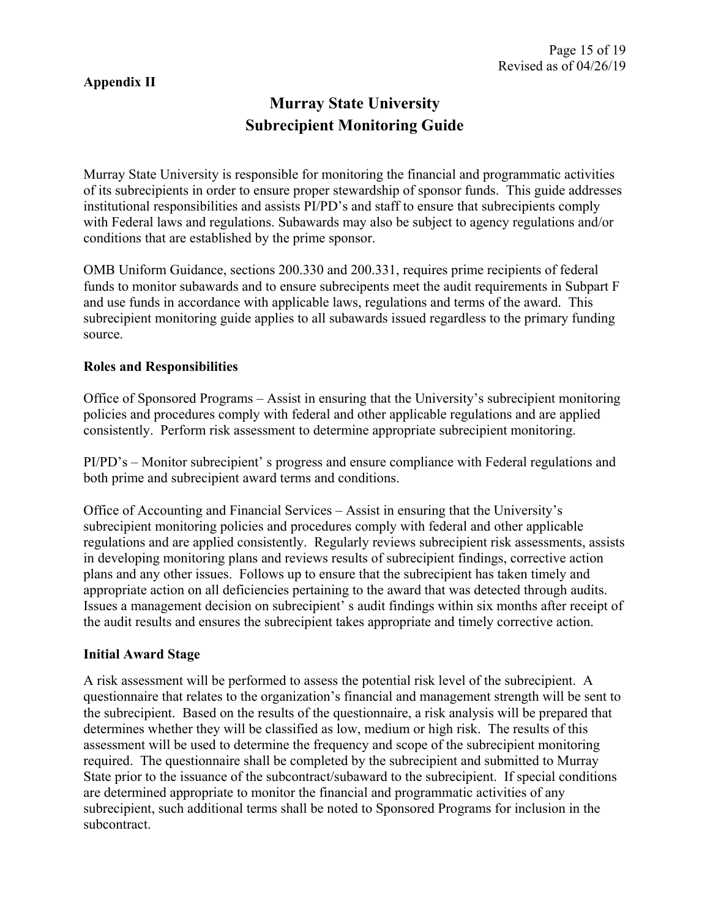**Appendix II**

# Murray State University
# Subrecipient Monitoring Guide

Murray State University is responsible for monitoring the financial and programmatic activities of its subrecipients in order to ensure proper stewardship of sponsor funds. This guide addresses institutional responsibilities and assists PI/PD's and staff to ensure that subrecipients comply with Federal laws and regulations. Subawards may also be subject to agency regulations and/or conditions that are established by the prime sponsor.

OMB Uniform Guidance, sections 200.330 and 200.331, requires prime recipients of federal funds to monitor subawards and to ensure subrecepients meet the audit requirements in Subpart F and use funds in accordance with applicable laws, regulations and terms of the award. This subrecipient monitoring guide applies to all subawards issued regardless to the primary funding source.

**Roles and Responsibilities**

Office of Sponsored Programs – Assist in ensuring that the University's subrecipient monitoring policies and procedures comply with federal and other applicable regulations and are applied consistently. Perform risk assessment to determine appropriate subrecipient monitoring.

PI/PD's – Monitor subrecipient' s progress and ensure compliance with Federal regulations and both prime and subrecipient award terms and conditions.

Office of Accounting and Financial Services – Assist in ensuring that the University's subrecipient monitoring policies and procedures comply with federal and other applicable regulations and are applied consistently. Regularly reviews subrecipient risk assessments, assists in developing monitoring plans and reviews results of subrecipient findings, corrective action plans and any other issues. Follows up to ensure that the subrecipient has taken timely and appropriate action on all deficiencies pertaining to the award that was detected through audits. Issues a management decision on subrecipient' s audit findings within six months after receipt of the audit results and ensures the subrecipient takes appropriate and timely corrective action.

**Initial Award Stage**

A risk assessment will be performed to assess the potential risk level of the subrecipient. A questionnaire that relates to the organization's financial and management strength will be sent to the subrecipient. Based on the results of the questionnaire, a risk analysis will be prepared that determines whether they will be classified as low, medium or high risk. The results of this assessment will be used to determine the frequency and scope of the subrecipient monitoring required. The questionnaire shall be completed by the subrecipient and submitted to Murray State prior to the issuance of the subcontract/subaward to the subrecipient. If special conditions are determined appropriate to monitor the financial and programmatic activities of any subrecipient, such additional terms shall be noted to Sponsored Programs for inclusion in the subcontract.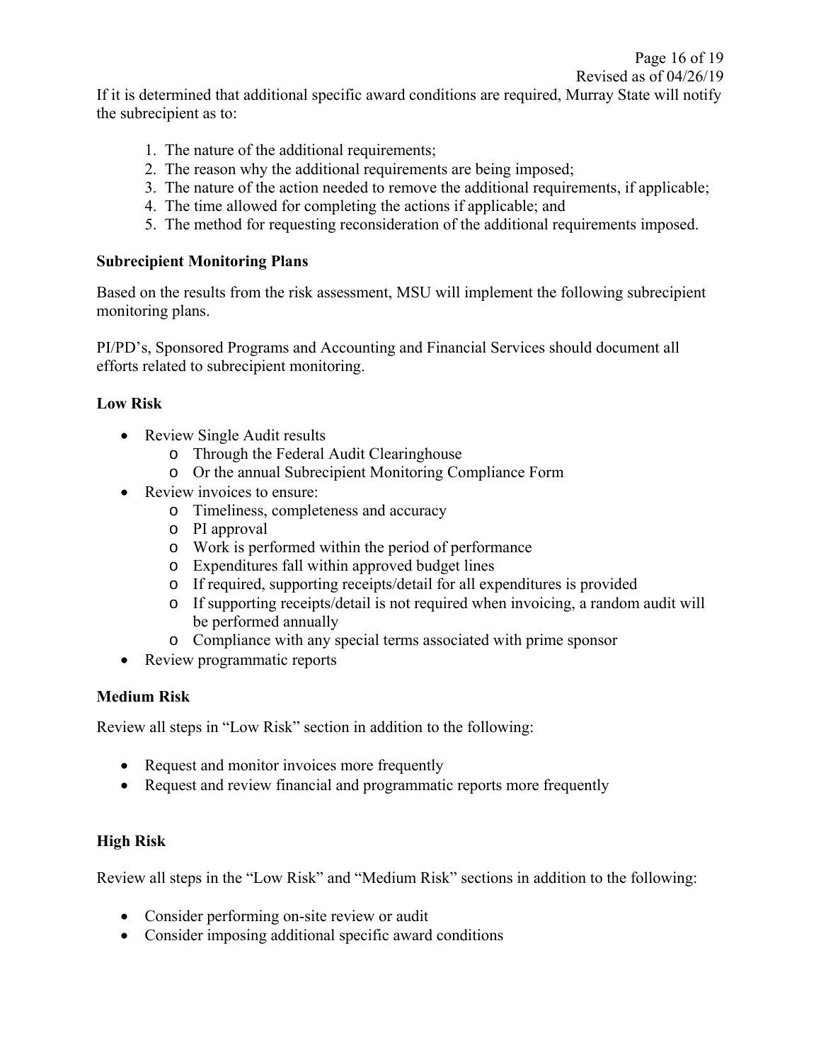If it is determined that additional specific award conditions are required, Murray State will notify the subrecipient as to:

1. The nature of the additional requirements;
2. The reason why the additional requirements are being imposed;
3. The nature of the action needed to remove the additional requirements, if applicable;
4. The time allowed for completing the actions if applicable; and
5. The method for requesting reconsideration of the additional requirements imposed.

**Subrecipient Monitoring Plans**

Based on the results from the risk assessment, MSU will implement the following subrecipient monitoring plans.

PI/PD's, Sponsored Programs and Accounting and Financial Services should document all efforts related to subrecipient monitoring.

**Low Risk**

- Review Single Audit results
  - Through the Federal Audit Clearinghouse
  - Or the annual Subrecipient Monitoring Compliance Form
- Review invoices to ensure:
  - Timeliness, completeness and accuracy
  - PI approval
  - Work is performed within the period of performance
  - Expenditures fall within approved budget lines
  - If required, supporting receipts/detail for all expenditures is provided
  - If supporting receipts/detail is not required when invoicing, a random audit will be performed annually
  - Compliance with any special terms associated with prime sponsor
- Review programmatic reports

**Medium Risk**

Review all steps in "Low Risk" section in addition to the following:

- Request and monitor invoices more frequently
- Request and review financial and programmatic reports more frequently

**High Risk**

Review all steps in the "Low Risk" and "Medium Risk" sections in addition to the following:

- Consider performing on-site review or audit
- Consider imposing additional specific award conditions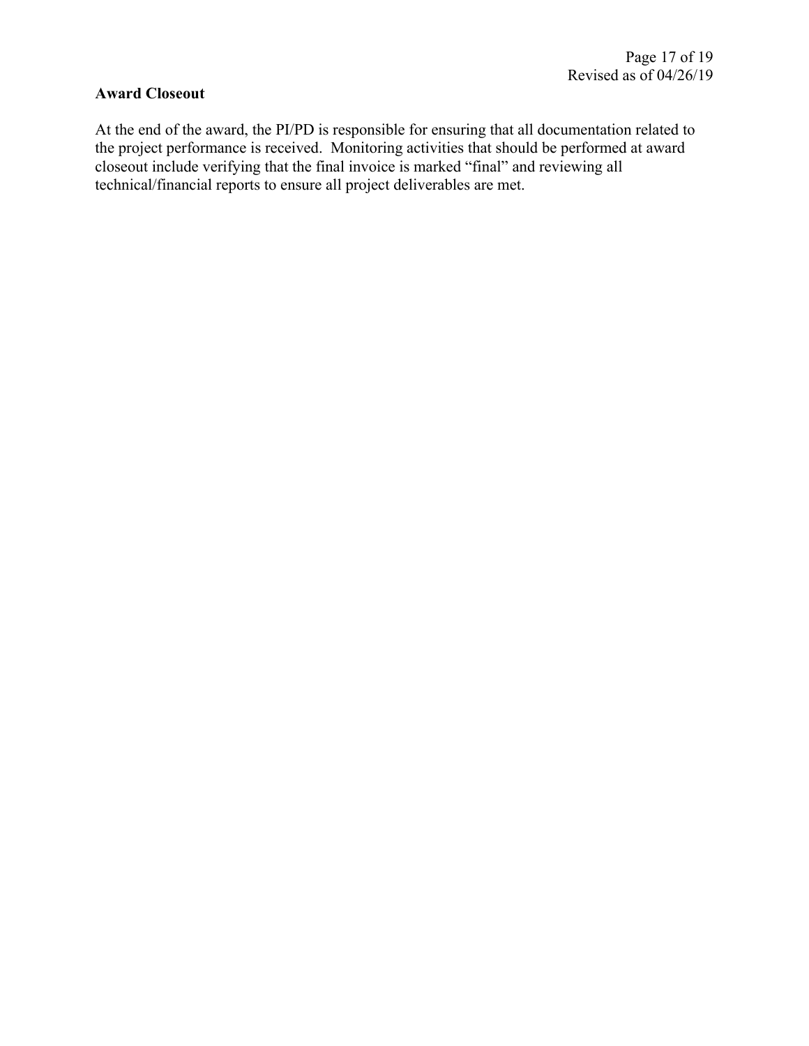**Award Closeout**

At the end of the award, the PI/PD is responsible for ensuring that all documentation related to the project performance is received. Monitoring activities that should be performed at award closeout include verifying that the final invoice is marked “final” and reviewing all technical/financial reports to ensure all project deliverables are met.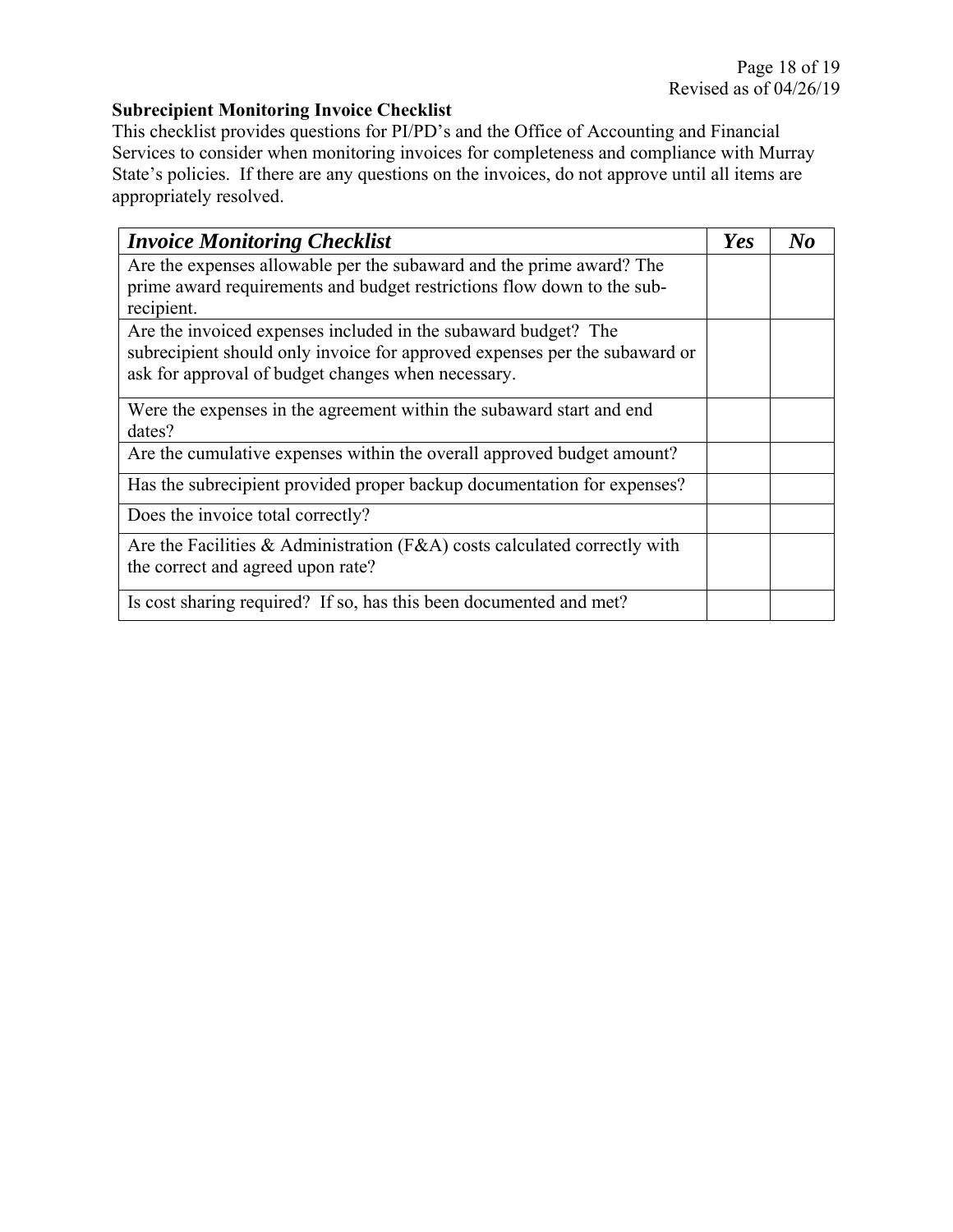**Subrecipient Monitoring Invoice Checklist**

This checklist provides questions for PI/PD's and the Office of Accounting and Financial Services to consider when monitoring invoices for completeness and compliance with Murray State's policies. If there are any questions on the invoices, do not approve until all items are appropriately resolved.

| ***Invoice Monitoring Checklist*** | ***Yes*** | ***No*** |
|---|---|---|
| Are the expenses allowable per the subaward and the prime award? The prime award requirements and budget restrictions flow down to the sub-recipient. | | |
| Are the invoiced expenses included in the subaward budget? The subrecipient should only invoice for approved expenses per the subaward or ask for approval of budget changes when necessary. | | |
| Were the expenses in the agreement within the subaward start and end dates? | | |
| Are the cumulative expenses within the overall approved budget amount? | | |
| Has the subrecipient provided proper backup documentation for expenses? | | |
| Does the invoice total correctly? | | |
| Are the Facilities & Administration (F&A) costs calculated correctly with the correct and agreed upon rate? | | |
| Is cost sharing required? If so, has this been documented and met? | | |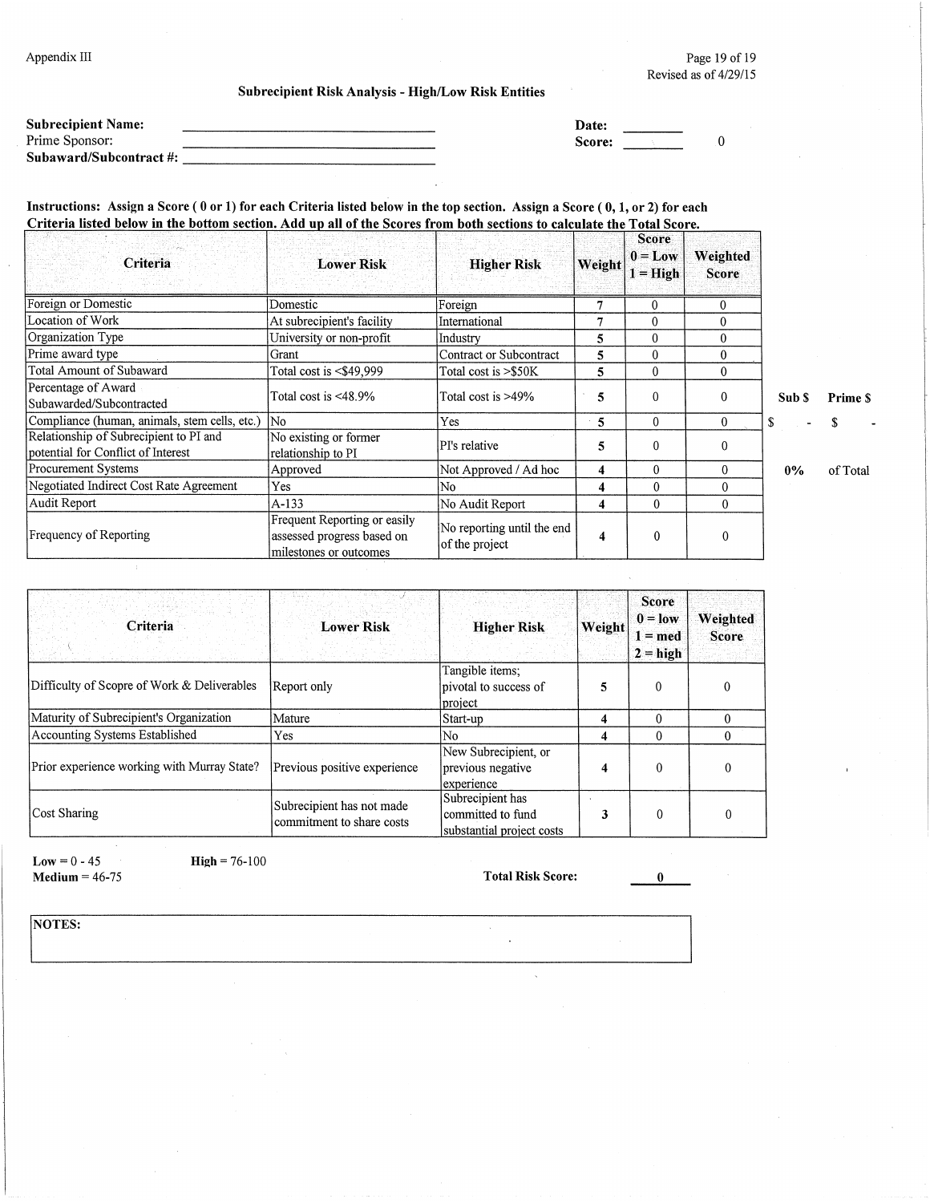Appendix III

Revised as of 4/29/15

## Subrecipient Risk Analysis - High/Low Risk Entities

**Subrecipient Name:** ______________________________

Prime Sponsor: ______________________________

**Subaward/Subcontract #:** ______________________________

**Date:** ________

**Score:** ________ 0

**Instructions: Assign a Score ( 0 or 1) for each Criteria listed below in the top section. Assign a Score ( 0, 1, or 2) for each Criteria listed below in the bottom section. Add up all of the Scores from both sections to calculate the Total Score.**

| Criteria | Lower Risk | Higher Risk | Weight | Score 0 = Low 1 = High | Weighted Score |
|---|---|---|---|---|---|
| Foreign or Domestic | Domestic | Foreign | 7 | 0 | 0 |
| Location of Work | At subrecipient's facility | International | 7 | 0 | 0 |
| Organization Type | University or non-profit | Industry | 5 | 0 | 0 |
| Prime award type | Grant | Contract or Subcontract | 5 | 0 | 0 |
| Total Amount of Subaward | Total cost is <$49,999 | Total cost is >$50K | 5 | 0 | 0 |
| Percentage of Award Subawarded/Subcontracted | Total cost is <48.9% | Total cost is >49% | 5 | 0 | 0 |
| Compliance (human, animals, stem cells, etc.) | No | Yes | 5 | 0 | 0 |
| Relationship of Subrecipient to PI and potential for Conflict of Interest | No existing or former relationship to PI | PI's relative | 5 | 0 | 0 |
| Procurement Systems | Approved | Not Approved / Ad hoc | 4 | 0 | 0 |
| Negotiated Indirect Cost Rate Agreement | Yes | No | 4 | 0 | 0 |
| Audit Report | A-133 | No Audit Report | 4 | 0 | 0 |
| Frequency of Reporting | Frequent Reporting or easily assessed progress based on milestones or outcomes | No reporting until the end of the project | 4 | 0 | 0 |

| Sub $ | Prime $ |
|---|---|
| $ - | $ - |
| 0% | of Total |

| Criteria | Lower Risk | Higher Risk | Weight | Score 0 = low 1 = med 2 = high | Weighted Score |
|---|---|---|---|---|---|
| Difficulty of Scopre of Work & Deliverables | Report only | Tangible items; pivotal to success of project | 5 | 0 | 0 |
| Maturity of Subrecipient's Organization | Mature | Start-up | 4 | 0 | 0 |
| Accounting Systems Established | Yes | No | 4 | 0 | 0 |
| Prior experience working with Murray State? | Previous positive experience | New Subrecipient, or previous negative experience | 4 | 0 | 0 |
| Cost Sharing | Subrecipient has not made commitment to share costs | Subrecipient has committed to fund substantial project costs | 3 | 0 | 0 |

**Low** = 0 - 45
**Medium** = 46-75
**High** = 76-100

**Total Risk Score:** 0

**NOTES:**